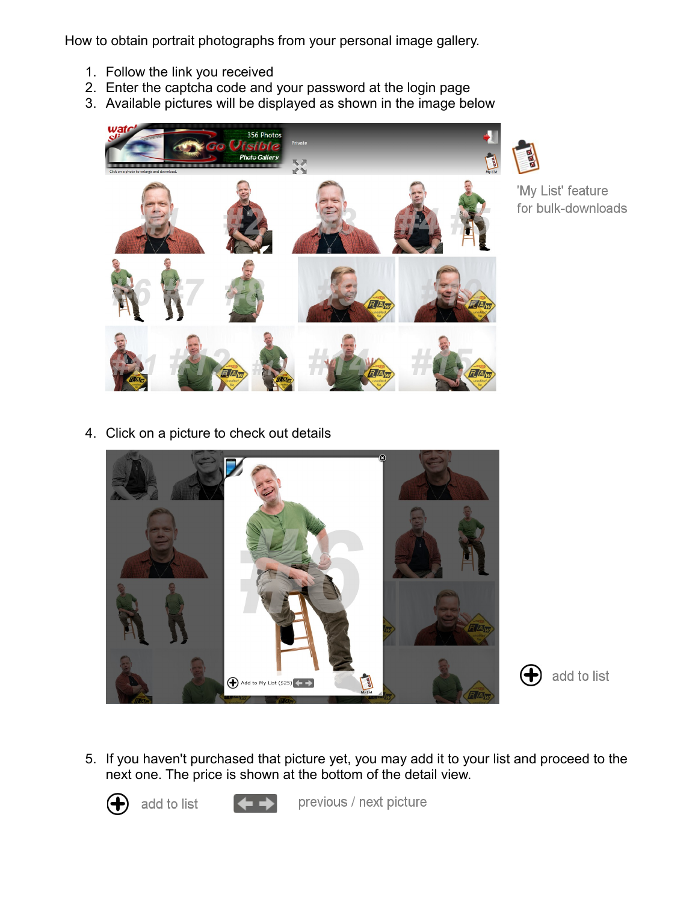How to obtain portrait photographs from your personal image gallery.

1. Follow the link you received
2. Enter the captcha code and your password at the login page
3. Available pictures will be displayed as shown in the image below

'My List' feature for bulk-downloads

4. Click on a picture to check out details

add to list

5. If you haven't purchased that picture yet, you may add it to your list and proceed to the next one. The price is shown at the bottom of the detail view.

add to list

previous / next picture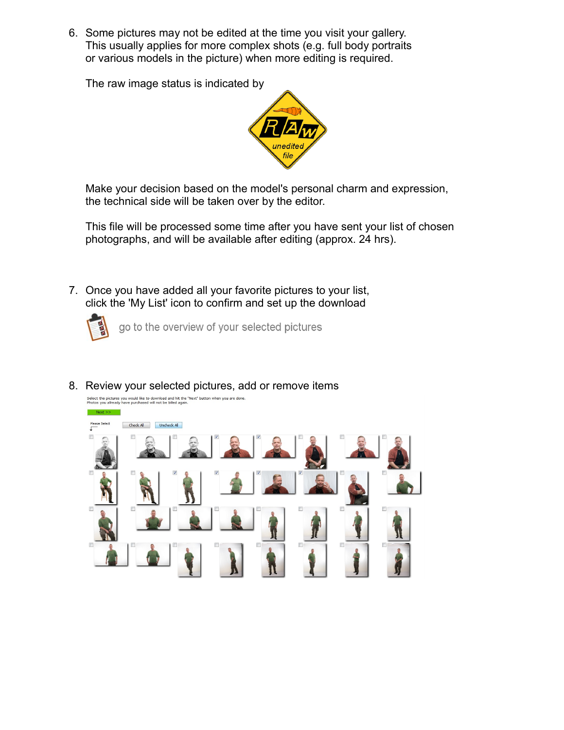6. Some pictures may not be edited at the time you visit your gallery. This usually applies for more complex shots (e.g. full body portraits or various models in the picture) when more editing is required.

   The raw image status is indicated by

   Make your decision based on the model's personal charm and expression, the technical side will be taken over by the editor.

   This file will be processed some time after you have sent your list of chosen photographs, and will be available after editing (approx. 24 hrs).

7. Once you have added all your favorite pictures to your list, click the 'My List' icon to confirm and set up the download

   go to the overview of your selected pictures

8. Review your selected pictures, add or remove items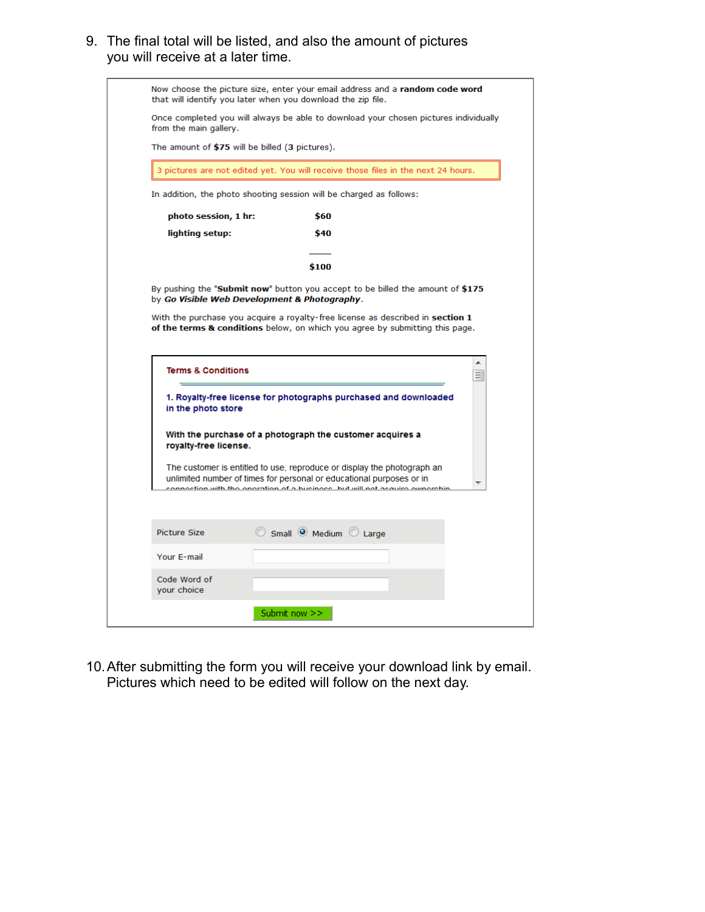9. The final total will be listed, and also the amount of pictures you will receive at a later time.

Now choose the picture size, enter your email address and a **random code word** that will identify you later when you download the zip file.

Once completed you will always be able to download your chosen pictures individually from the main gallery.

The amount of **$75** will be billed (**3** pictures).

3 pictures are not edited yet. You will receive those files in the next 24 hours.

In addition, the photo shooting session will be charged as follows:

| | |
|---|---|
| **photo session, 1 hr:** | **$60** |
| **lighting setup:** | **$40** |
| | **$100** |

By pushing the "**Submit now**" button you accept to be billed the amount of **$175** by ***Go Visible Web Development & Photography***.

With the purchase you acquire a royalty-free license as described in **section 1 of the terms & conditions** below, on which you agree by submitting this page.

**Terms & Conditions**

**1. Royalty-free license for photographs purchased and downloaded in the photo store**

**With the purchase of a photograph the customer acquires a royalty-free license.**

The customer is entitled to use, reproduce or display the photograph an unlimited number of times for personal or educational purposes or in connection with the operation of a business, but will not acquire ownership

| | |
|---|---|
| Picture Size | ○ Small ◉ Medium ○ Large |
| Your E-mail | |
| Code Word of your choice | |

Submit now >>

10. After submitting the form you will receive your download link by email. Pictures which need to be edited will follow on the next day.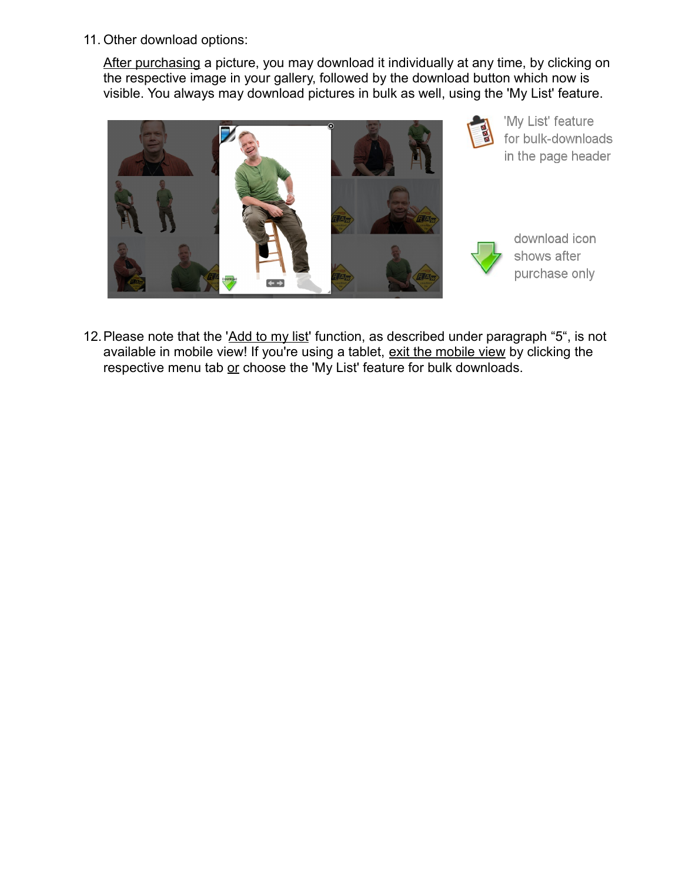11. Other download options:

    After purchasing a picture, you may download it individually at any time, by clicking on the respective image in your gallery, followed by the download button which now is visible. You always may download pictures in bulk as well, using the 'My List' feature.

    'My List' feature for bulk-downloads in the page header

    download icon shows after purchase only

12. Please note that the 'Add to my list' function, as described under paragraph "5", is not available in mobile view! If you're using a tablet, exit the mobile view by clicking the respective menu tab or choose the 'My List' feature for bulk downloads.